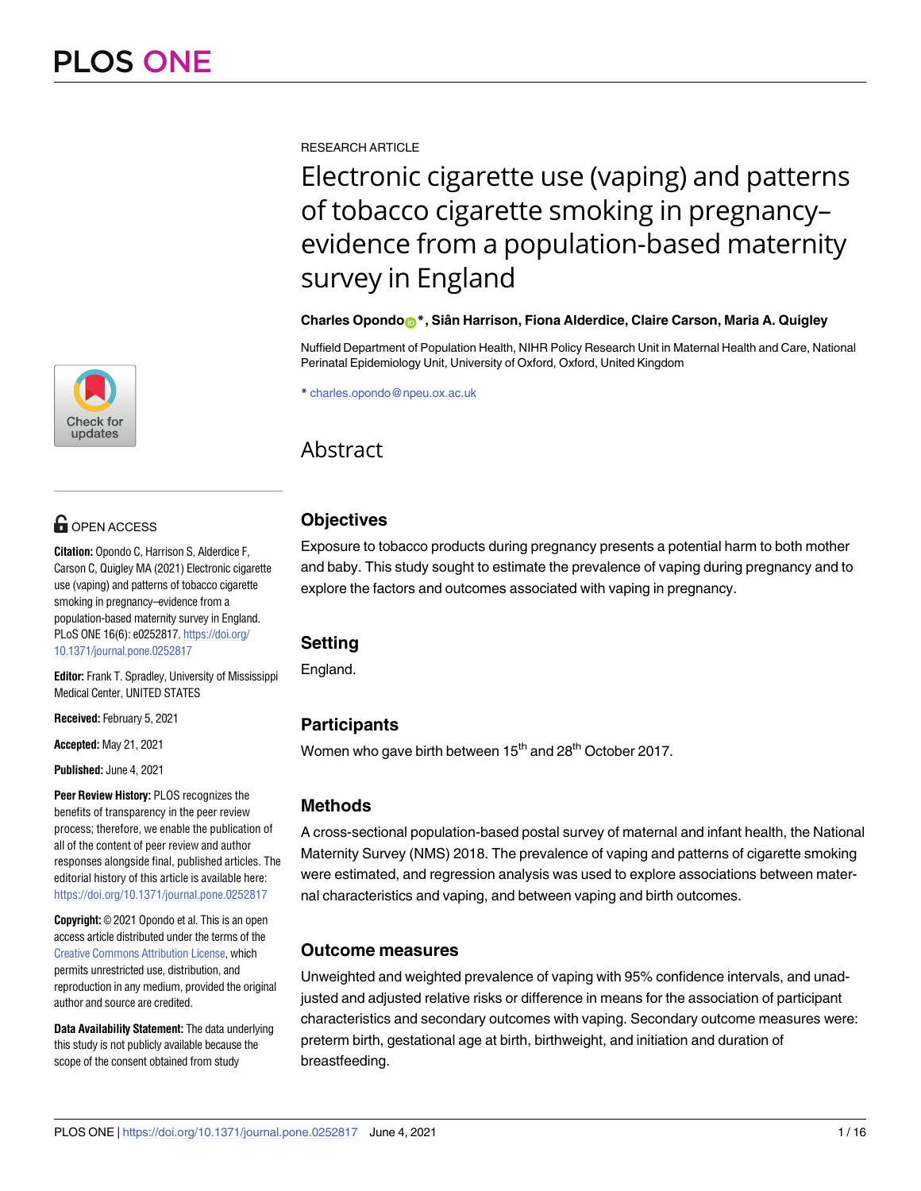RESEARCH ARTICLE

# Electronic cigarette use (vaping) and patterns of tobacco cigarette smoking in pregnancy–evidence from a population-based maternity survey in England

**Charles Opondo*, Siân Harrison, Fiona Alderdice, Claire Carson, Maria A. Quigley**

Nuffield Department of Population Health, NIHR Policy Research Unit in Maternal Health and Care, National Perinatal Epidemiology Unit, University of Oxford, Oxford, United Kingdom

* charles.opondo@npeu.ox.ac.uk

## Abstract

### Objectives

Exposure to tobacco products during pregnancy presents a potential harm to both mother and baby. This study sought to estimate the prevalence of vaping during pregnancy and to explore the factors and outcomes associated with vaping in pregnancy.

### Setting

England.

### Participants

Women who gave birth between 15th and 28th October 2017.

### Methods

A cross-sectional population-based postal survey of maternal and infant health, the National Maternity Survey (NMS) 2018. The prevalence of vaping and patterns of cigarette smoking were estimated, and regression analysis was used to explore associations between maternal characteristics and vaping, and between vaping and birth outcomes.

### Outcome measures

Unweighted and weighted prevalence of vaping with 95% confidence intervals, and unadjusted and adjusted relative risks or difference in means for the association of participant characteristics and secondary outcomes with vaping. Secondary outcome measures were: preterm birth, gestational age at birth, birthweight, and initiation and duration of breastfeeding.

OPEN ACCESS

**Citation:** Opondo C, Harrison S, Alderdice F, Carson C, Quigley MA (2021) Electronic cigarette use (vaping) and patterns of tobacco cigarette smoking in pregnancy–evidence from a population-based maternity survey in England. PLoS ONE 16(6): e0252817. https://doi.org/10.1371/journal.pone.0252817

**Editor:** Frank T. Spradley, University of Mississippi Medical Center, UNITED STATES

**Received:** February 5, 2021

**Accepted:** May 21, 2021

**Published:** June 4, 2021

**Peer Review History:** PLOS recognizes the benefits of transparency in the peer review process; therefore, we enable the publication of all of the content of peer review and author responses alongside final, published articles. The editorial history of this article is available here: https://doi.org/10.1371/journal.pone.0252817

**Copyright:** © 2021 Opondo et al. This is an open access article distributed under the terms of the Creative Commons Attribution License, which permits unrestricted use, distribution, and reproduction in any medium, provided the original author and source are credited.

**Data Availability Statement:** The data underlying this study is not publicly available because the scope of the consent obtained from study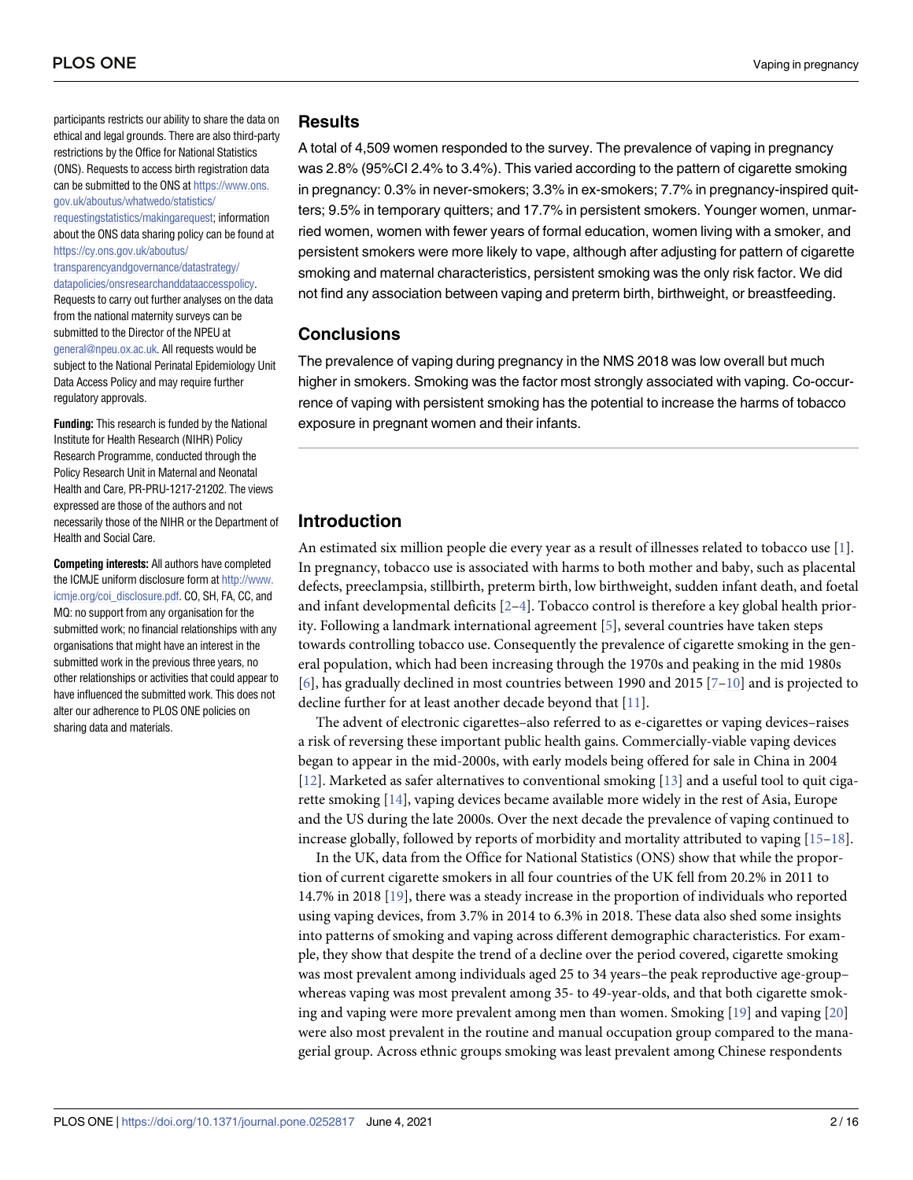participants restricts our ability to share the data on ethical and legal grounds. There are also third-party restrictions by the Office for National Statistics (ONS). Requests to access birth registration data can be submitted to the ONS at https://www.ons.gov.uk/aboutus/whatwedo/statistics/requestingstatistics/makingarequest; information about the ONS data sharing policy can be found at https://cy.ons.gov.uk/aboutus/transparencyandgovernance/datastrategy/datapolicies/onsresearchanddataaccesspolicy. Requests to carry out further analyses on the data from the national maternity surveys can be submitted to the Director of the NPEU at general@npeu.ox.ac.uk. All requests would be subject to the National Perinatal Epidemiology Unit Data Access Policy and may require further regulatory approvals.

**Funding:** This research is funded by the National Institute for Health Research (NIHR) Policy Research Programme, conducted through the Policy Research Unit in Maternal and Neonatal Health and Care, PR-PRU-1217-21202. The views expressed are those of the authors and not necessarily those of the NIHR or the Department of Health and Social Care.

**Competing interests:** All authors have completed the ICMJE uniform disclosure form at http://www.icmje.org/coi_disclosure.pdf. CO, SH, FA, CC, and MQ: no support from any organisation for the submitted work; no financial relationships with any organisations that might have an interest in the submitted work in the previous three years, no other relationships or activities that could appear to have influenced the submitted work. This does not alter our adherence to PLOS ONE policies on sharing data and materials.

## Results

A total of 4,509 women responded to the survey. The prevalence of vaping in pregnancy was 2.8% (95%CI 2.4% to 3.4%). This varied according to the pattern of cigarette smoking in pregnancy: 0.3% in never-smokers; 3.3% in ex-smokers; 7.7% in pregnancy-inspired quitters; 9.5% in temporary quitters; and 17.7% in persistent smokers. Younger women, unmarried women, women with fewer years of formal education, women living with a smoker, and persistent smokers were more likely to vape, although after adjusting for pattern of cigarette smoking and maternal characteristics, persistent smoking was the only risk factor. We did not find any association between vaping and preterm birth, birthweight, or breastfeeding.

## Conclusions

The prevalence of vaping during pregnancy in the NMS 2018 was low overall but much higher in smokers. Smoking was the factor most strongly associated with vaping. Co-occurrence of vaping with persistent smoking has the potential to increase the harms of tobacco exposure in pregnant women and their infants.

## Introduction

An estimated six million people die every year as a result of illnesses related to tobacco use [1]. In pregnancy, tobacco use is associated with harms to both mother and baby, such as placental defects, preeclampsia, stillbirth, preterm birth, low birthweight, sudden infant death, and foetal and infant developmental deficits [2–4]. Tobacco control is therefore a key global health priority. Following a landmark international agreement [5], several countries have taken steps towards controlling tobacco use. Consequently the prevalence of cigarette smoking in the general population, which had been increasing through the 1970s and peaking in the mid 1980s [6], has gradually declined in most countries between 1990 and 2015 [7–10] and is projected to decline further for at least another decade beyond that [11].

The advent of electronic cigarettes–also referred to as e-cigarettes or vaping devices–raises a risk of reversing these important public health gains. Commercially-viable vaping devices began to appear in the mid-2000s, with early models being offered for sale in China in 2004 [12]. Marketed as safer alternatives to conventional smoking [13] and a useful tool to quit cigarette smoking [14], vaping devices became available more widely in the rest of Asia, Europe and the US during the late 2000s. Over the next decade the prevalence of vaping continued to increase globally, followed by reports of morbidity and mortality attributed to vaping [15–18].

In the UK, data from the Office for National Statistics (ONS) show that while the proportion of current cigarette smokers in all four countries of the UK fell from 20.2% in 2011 to 14.7% in 2018 [19], there was a steady increase in the proportion of individuals who reported using vaping devices, from 3.7% in 2014 to 6.3% in 2018. These data also shed some insights into patterns of smoking and vaping across different demographic characteristics. For example, they show that despite the trend of a decline over the period covered, cigarette smoking was most prevalent among individuals aged 25 to 34 years–the peak reproductive age-group–whereas vaping was most prevalent among 35- to 49-year-olds, and that both cigarette smoking and vaping were more prevalent among men than women. Smoking [19] and vaping [20] were also most prevalent in the routine and manual occupation group compared to the managerial group. Across ethnic groups smoking was least prevalent among Chinese respondents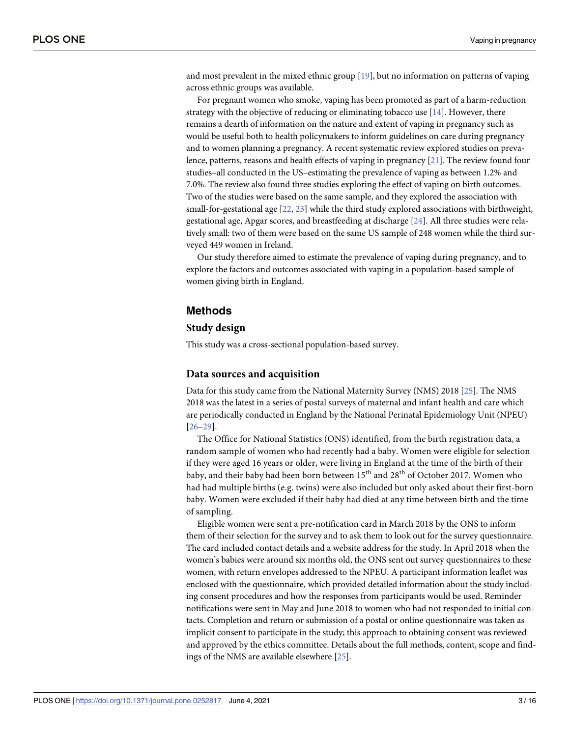and most prevalent in the mixed ethnic group [19], but no information on patterns of vaping across ethnic groups was available.

For pregnant women who smoke, vaping has been promoted as part of a harm-reduction strategy with the objective of reducing or eliminating tobacco use [14]. However, there remains a dearth of information on the nature and extent of vaping in pregnancy such as would be useful both to health policymakers to inform guidelines on care during pregnancy and to women planning a pregnancy. A recent systematic review explored studies on prevalence, patterns, reasons and health effects of vaping in pregnancy [21]. The review found four studies–all conducted in the US–estimating the prevalence of vaping as between 1.2% and 7.0%. The review also found three studies exploring the effect of vaping on birth outcomes. Two of the studies were based on the same sample, and they explored the association with small-for-gestational age [22, 23] while the third study explored associations with birthweight, gestational age, Apgar scores, and breastfeeding at discharge [24]. All three studies were relatively small: two of them were based on the same US sample of 248 women while the third surveyed 449 women in Ireland.

Our study therefore aimed to estimate the prevalence of vaping during pregnancy, and to explore the factors and outcomes associated with vaping in a population-based sample of women giving birth in England.

## Methods

### Study design

This study was a cross-sectional population-based survey.

### Data sources and acquisition

Data for this study came from the National Maternity Survey (NMS) 2018 [25]. The NMS 2018 was the latest in a series of postal surveys of maternal and infant health and care which are periodically conducted in England by the National Perinatal Epidemiology Unit (NPEU) [26–29].

The Office for National Statistics (ONS) identified, from the birth registration data, a random sample of women who had recently had a baby. Women were eligible for selection if they were aged 16 years or older, were living in England at the time of the birth of their baby, and their baby had been born between 15th and 28th of October 2017. Women who had had multiple births (e.g. twins) were also included but only asked about their first-born baby. Women were excluded if their baby had died at any time between birth and the time of sampling.

Eligible women were sent a pre-notification card in March 2018 by the ONS to inform them of their selection for the survey and to ask them to look out for the survey questionnaire. The card included contact details and a website address for the study. In April 2018 when the women's babies were around six months old, the ONS sent out survey questionnaires to these women, with return envelopes addressed to the NPEU. A participant information leaflet was enclosed with the questionnaire, which provided detailed information about the study including consent procedures and how the responses from participants would be used. Reminder notifications were sent in May and June 2018 to women who had not responded to initial contacts. Completion and return or submission of a postal or online questionnaire was taken as implicit consent to participate in the study; this approach to obtaining consent was reviewed and approved by the ethics committee. Details about the full methods, content, scope and findings of the NMS are available elsewhere [25].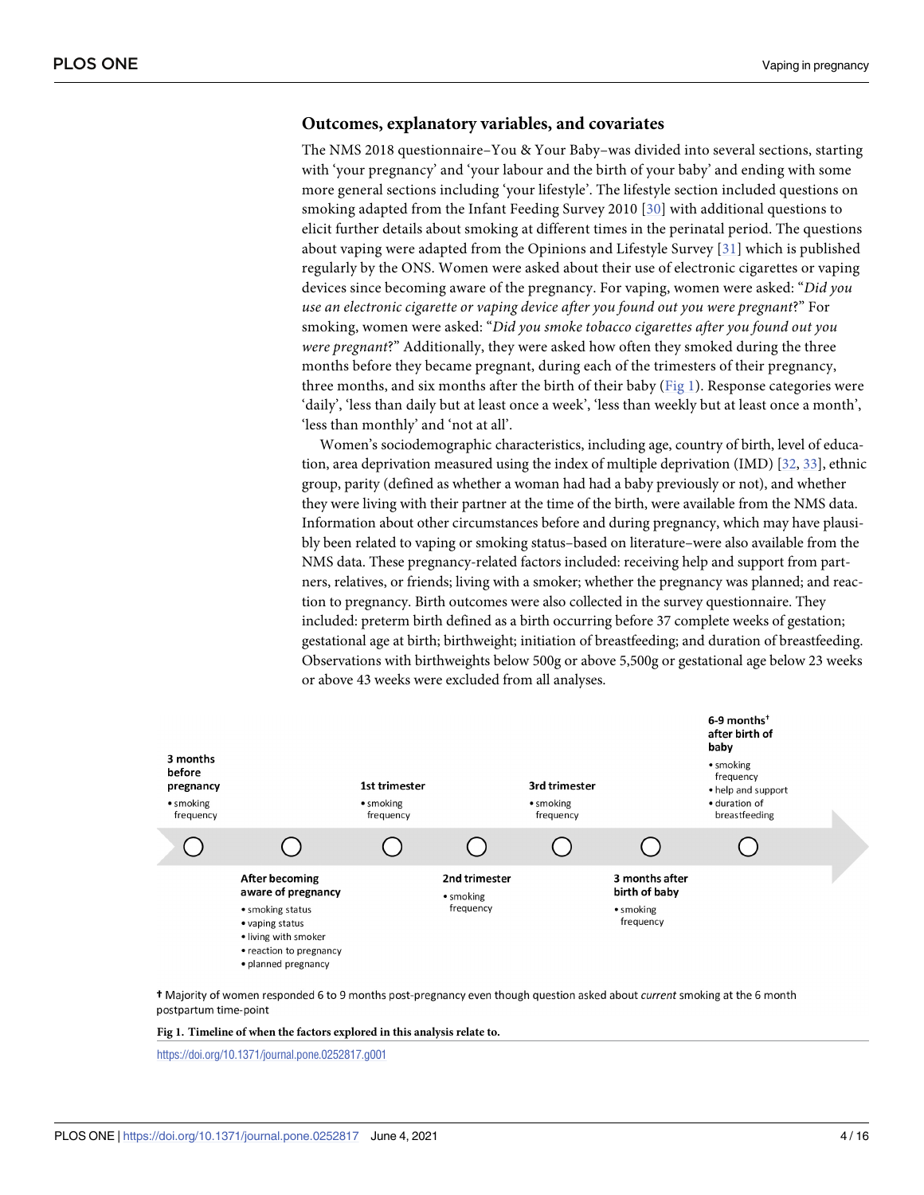### Outcomes, explanatory variables, and covariates

The NMS 2018 questionnaire–You & Your Baby–was divided into several sections, starting with 'your pregnancy' and 'your labour and the birth of your baby' and ending with some more general sections including 'your lifestyle'. The lifestyle section included questions on smoking adapted from the Infant Feeding Survey 2010 [30] with additional questions to elicit further details about smoking at different times in the perinatal period. The questions about vaping were adapted from the Opinions and Lifestyle Survey [31] which is published regularly by the ONS. Women were asked about their use of electronic cigarettes or vaping devices since becoming aware of the pregnancy. For vaping, women were asked: "*Did you use an electronic cigarette or vaping device after you found out you were pregnant*?" For smoking, women were asked: "*Did you smoke tobacco cigarettes after you found out you were pregnant*?" Additionally, they were asked how often they smoked during the three months before they became pregnant, during each of the trimesters of their pregnancy, three months, and six months after the birth of their baby (Fig 1). Response categories were 'daily', 'less than daily but at least once a week', 'less than weekly but at least once a month', 'less than monthly' and 'not at all'.

Women's sociodemographic characteristics, including age, country of birth, level of education, area deprivation measured using the index of multiple deprivation (IMD) [32, 33], ethnic group, parity (defined as whether a woman had had a baby previously or not), and whether they were living with their partner at the time of the birth, were available from the NMS data. Information about other circumstances before and during pregnancy, which may have plausibly been related to vaping or smoking status–based on literature–were also available from the NMS data. These pregnancy-related factors included: receiving help and support from partners, relatives, or friends; living with a smoker; whether the pregnancy was planned; and reaction to pregnancy. Birth outcomes were also collected in the survey questionnaire. They included: preterm birth defined as a birth occurring before 37 complete weeks of gestation; gestational age at birth; birthweight; initiation of breastfeeding; and duration of breastfeeding. Observations with birthweights below 500g or above 5,500g or gestational age below 23 weeks or above 43 weeks were excluded from all analyses.

**3 months before pregnancy**
- smoking frequency

**After becoming aware of pregnancy**
- smoking status
- vaping status
- living with smoker
- reaction to pregnancy
- planned pregnancy

**1st trimester**
- smoking frequency

**2nd trimester**
- smoking frequency

**3rd trimester**
- smoking frequency

**3 months after birth of baby**
- smoking frequency

**6-9 months† after birth of baby**
- smoking frequency
- help and support
- duration of breastfeeding

† Majority of women responded 6 to 9 months post-pregnancy even though question asked about *current* smoking at the 6 month postpartum time-point

**Fig 1. Timeline of when the factors explored in this analysis relate to.**

https://doi.org/10.1371/journal.pone.0252817.g001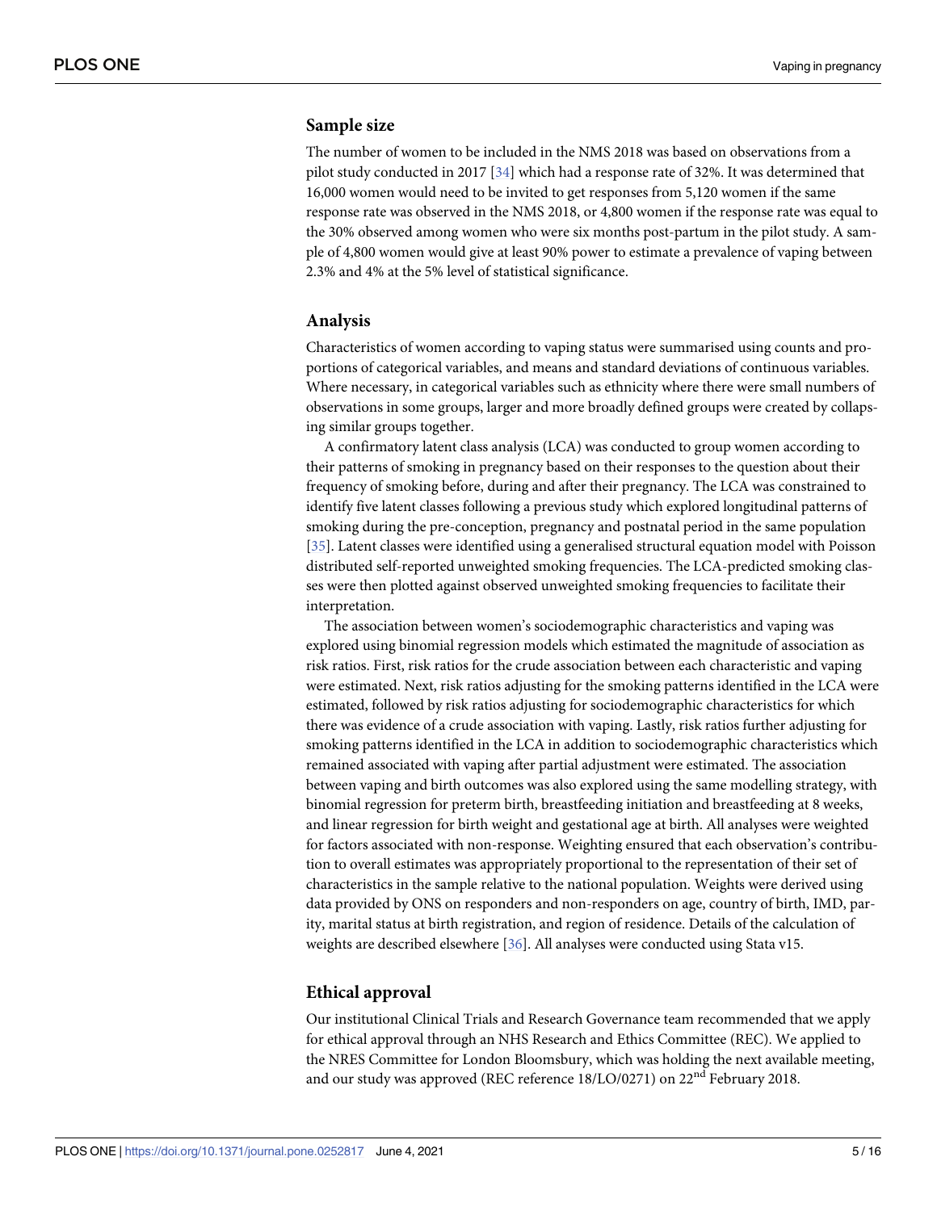## Sample size

The number of women to be included in the NMS 2018 was based on observations from a pilot study conducted in 2017 [34] which had a response rate of 32%. It was determined that 16,000 women would need to be invited to get responses from 5,120 women if the same response rate was observed in the NMS 2018, or 4,800 women if the response rate was equal to the 30% observed among women who were six months post-partum in the pilot study. A sample of 4,800 women would give at least 90% power to estimate a prevalence of vaping between 2.3% and 4% at the 5% level of statistical significance.

## Analysis

Characteristics of women according to vaping status were summarised using counts and proportions of categorical variables, and means and standard deviations of continuous variables. Where necessary, in categorical variables such as ethnicity where there were small numbers of observations in some groups, larger and more broadly defined groups were created by collapsing similar groups together.

A confirmatory latent class analysis (LCA) was conducted to group women according to their patterns of smoking in pregnancy based on their responses to the question about their frequency of smoking before, during and after their pregnancy. The LCA was constrained to identify five latent classes following a previous study which explored longitudinal patterns of smoking during the pre-conception, pregnancy and postnatal period in the same population [35]. Latent classes were identified using a generalised structural equation model with Poisson distributed self-reported unweighted smoking frequencies. The LCA-predicted smoking classes were then plotted against observed unweighted smoking frequencies to facilitate their interpretation.

The association between women's sociodemographic characteristics and vaping was explored using binomial regression models which estimated the magnitude of association as risk ratios. First, risk ratios for the crude association between each characteristic and vaping were estimated. Next, risk ratios adjusting for the smoking patterns identified in the LCA were estimated, followed by risk ratios adjusting for sociodemographic characteristics for which there was evidence of a crude association with vaping. Lastly, risk ratios further adjusting for smoking patterns identified in the LCA in addition to sociodemographic characteristics which remained associated with vaping after partial adjustment were estimated. The association between vaping and birth outcomes was also explored using the same modelling strategy, with binomial regression for preterm birth, breastfeeding initiation and breastfeeding at 8 weeks, and linear regression for birth weight and gestational age at birth. All analyses were weighted for factors associated with non-response. Weighting ensured that each observation's contribution to overall estimates was appropriately proportional to the representation of their set of characteristics in the sample relative to the national population. Weights were derived using data provided by ONS on responders and non-responders on age, country of birth, IMD, parity, marital status at birth registration, and region of residence. Details of the calculation of weights are described elsewhere [36]. All analyses were conducted using Stata v15.

## Ethical approval

Our institutional Clinical Trials and Research Governance team recommended that we apply for ethical approval through an NHS Research and Ethics Committee (REC). We applied to the NRES Committee for London Bloomsbury, which was holding the next available meeting, and our study was approved (REC reference 18/LO/0271) on 22nd February 2018.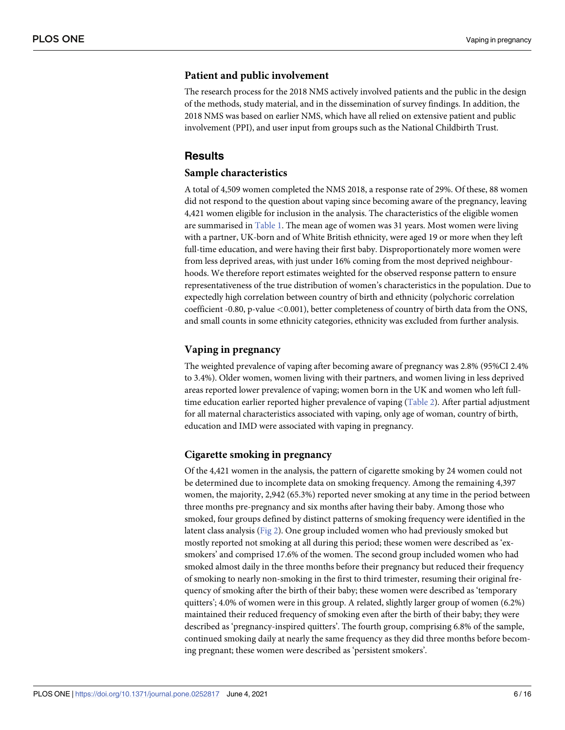### Patient and public involvement

The research process for the 2018 NMS actively involved patients and the public in the design of the methods, study material, and in the dissemination of survey findings. In addition, the 2018 NMS was based on earlier NMS, which have all relied on extensive patient and public involvement (PPI), and user input from groups such as the National Childbirth Trust.

## Results

### Sample characteristics

A total of 4,509 women completed the NMS 2018, a response rate of 29%. Of these, 88 women did not respond to the question about vaping since becoming aware of the pregnancy, leaving 4,421 women eligible for inclusion in the analysis. The characteristics of the eligible women are summarised in Table 1. The mean age of women was 31 years. Most women were living with a partner, UK-born and of White British ethnicity, were aged 19 or more when they left full-time education, and were having their first baby. Disproportionately more women were from less deprived areas, with just under 16% coming from the most deprived neighbourhoods. We therefore report estimates weighted for the observed response pattern to ensure representativeness of the true distribution of women's characteristics in the population. Due to expectedly high correlation between country of birth and ethnicity (polychoric correlation coefficient -0.80, p-value <0.001), better completeness of country of birth data from the ONS, and small counts in some ethnicity categories, ethnicity was excluded from further analysis.

### Vaping in pregnancy

The weighted prevalence of vaping after becoming aware of pregnancy was 2.8% (95%CI 2.4% to 3.4%). Older women, women living with their partners, and women living in less deprived areas reported lower prevalence of vaping; women born in the UK and women who left full-time education earlier reported higher prevalence of vaping (Table 2). After partial adjustment for all maternal characteristics associated with vaping, only age of woman, country of birth, education and IMD were associated with vaping in pregnancy.

### Cigarette smoking in pregnancy

Of the 4,421 women in the analysis, the pattern of cigarette smoking by 24 women could not be determined due to incomplete data on smoking frequency. Among the remaining 4,397 women, the majority, 2,942 (65.3%) reported never smoking at any time in the period between three months pre-pregnancy and six months after having their baby. Among those who smoked, four groups defined by distinct patterns of smoking frequency were identified in the latent class analysis (Fig 2). One group included women who had previously smoked but mostly reported not smoking at all during this period; these women were described as 'ex-smokers' and comprised 17.6% of the women. The second group included women who had smoked almost daily in the three months before their pregnancy but reduced their frequency of smoking to nearly non-smoking in the first to third trimester, resuming their original frequency of smoking after the birth of their baby; these women were described as 'temporary quitters'; 4.0% of women were in this group. A related, slightly larger group of women (6.2%) maintained their reduced frequency of smoking even after the birth of their baby; they were described as 'pregnancy-inspired quitters'. The fourth group, comprising 6.8% of the sample, continued smoking daily at nearly the same frequency as they did three months before becoming pregnant; these women were described as 'persistent smokers'.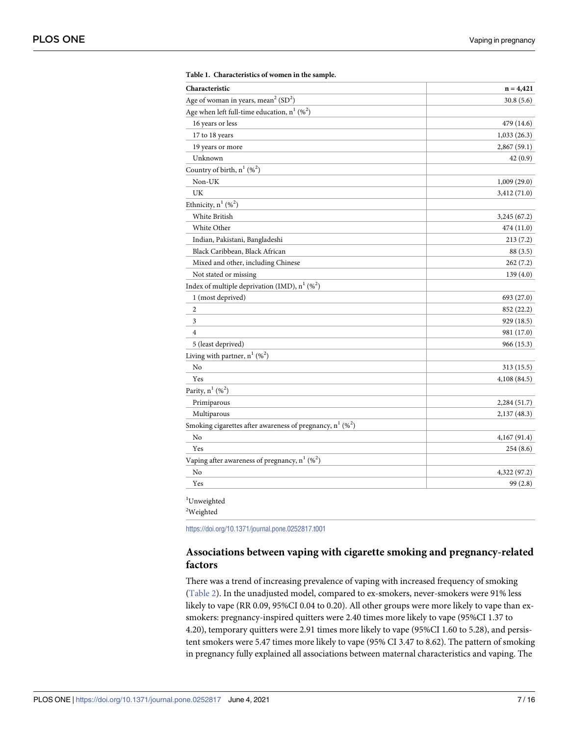**Table 1. Characteristics of women in the sample.**

| Characteristic | n = 4,421 |
|---|---|
| Age of woman in years, mean[2] (SD[2]) | 30.8 (5.6) |
| Age when left full-time education, n[1] (%[2]) | |
| 16 years or less | 479 (14.6) |
| 17 to 18 years | 1,033 (26.3) |
| 19 years or more | 2,867 (59.1) |
| Unknown | 42 (0.9) |
| Country of birth, n[1] (%[2]) | |
| Non-UK | 1,009 (29.0) |
| UK | 3,412 (71.0) |
| Ethnicity, n[1] (%[2]) | |
| White British | 3,245 (67.2) |
| White Other | 474 (11.0) |
| Indian, Pakistani, Bangladeshi | 213 (7.2) |
| Black Caribbean, Black African | 88 (3.5) |
| Mixed and other, including Chinese | 262 (7.2) |
| Not stated or missing | 139 (4.0) |
| Index of multiple deprivation (IMD), n[1] (%[2]) | |
| 1 (most deprived) | 693 (27.0) |
| 2 | 852 (22.2) |
| 3 | 929 (18.5) |
| 4 | 981 (17.0) |
| 5 (least deprived) | 966 (15.3) |
| Living with partner, n[1] (%[2]) | |
| No | 313 (15.5) |
| Yes | 4,108 (84.5) |
| Parity, n[1] (%[2]) | |
| Primiparous | 2,284 (51.7) |
| Multiparous | 2,137 (48.3) |
| Smoking cigarettes after awareness of pregnancy, n[1] (%[2]) | |
| No | 4,167 (91.4) |
| Yes | 254 (8.6) |
| Vaping after awareness of pregnancy, n[1] (%[2]) | |
| No | 4,322 (97.2) |
| Yes | 99 (2.8) |

[1]Unweighted

[2]Weighted

https://doi.org/10.1371/journal.pone.0252817.t001

## Associations between vaping with cigarette smoking and pregnancy-related factors

There was a trend of increasing prevalence of vaping with increased frequency of smoking (Table 2). In the unadjusted model, compared to ex-smokers, never-smokers were 91% less likely to vape (RR 0.09, 95%CI 0.04 to 0.20). All other groups were more likely to vape than ex-smokers: pregnancy-inspired quitters were 2.40 times more likely to vape (95%CI 1.37 to 4.20), temporary quitters were 2.91 times more likely to vape (95%CI 1.60 to 5.28), and persistent smokers were 5.47 times more likely to vape (95% CI 3.47 to 8.62). The pattern of smoking in pregnancy fully explained all associations between maternal characteristics and vaping. The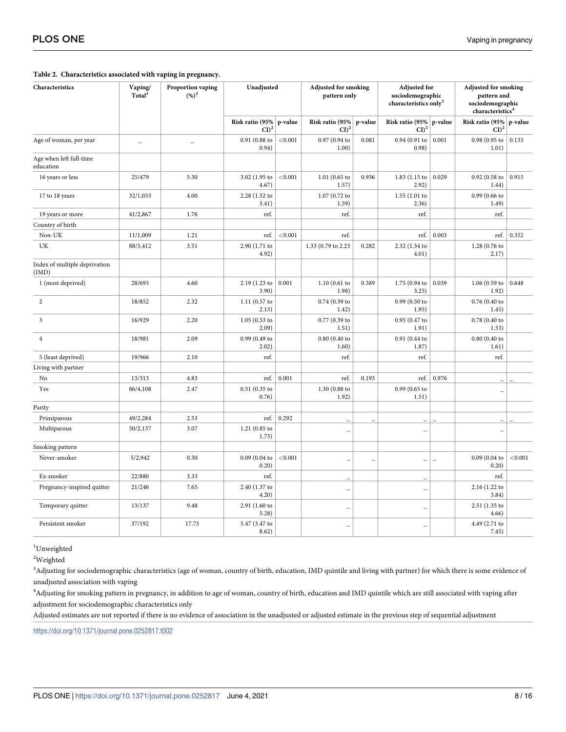**Table 2. Characteristics associated with vaping in pregnancy.**

| Characteristics | Vaping/ Total[1] | Proportion vaping (%)[2] | Unadjusted | | Adjusted for smoking pattern only | | Adjusted for sociodemographic characteristics only[3] | | Adjusted for smoking pattern and sociodemographic characteristics[4] | |
|---|---|---|---|---|---|---|---|---|---|---|
| | | | Risk ratio (95% CI)[2] | p-value | Risk ratio (95% CI)[2] | p-value | Risk ratio (95% CI)[2] | p-value | Risk ratio (95% CI)[2] | p-value |
| Age of woman, per year | – | – | 0.91 (0.88 to 0.94) | <0.001 | 0.97 (0.94 to 1.00) | 0.081 | 0.94 (0.91 to 0.98) | 0.001 | 0.98 (0.95 to 1.01) | 0.133 |
| Age when left full-time education | | | | | | | | | | |
| 16 years or less | 25/479 | 5.30 | 3.02 (1.95 to 4.67) | <0.001 | 1.01 (0.65 to 1.57) | 0.936 | 1.83 (1.15 to 2.92) | 0.029 | 0.92 (0.58 to 1.44) | 0.915 |
| 17 to 18 years | 32/1,033 | 4.00 | 2.28 (1.52 to 3.41) | | 1.07 (0.72 to 1.59) | | 1.55 (1.01 to 2.36) | | 0.99 (0.66 to 1.49) | |
| 19 years or more | 41/2,867 | 1.76 | ref. | | ref. | | ref. | | ref. | |
| Country of birth | | | | | | | | | | |
| Non-UK | 11/1,009 | 1.21 | ref. | <0.001 | ref. | | ref. | 0.003 | ref. | 0.352 |
| UK | 88/3,412 | 3.51 | 2.90 (1.71 to 4.92) | | 1.33 (0.79 to 2.23 | 0.282 | 2.32 (1.34 to 4.01) | | 1.28 (0.76 to 2.17) | |
| Index of multiple deprivation (IMD) | | | | | | | | | | |
| 1 (most deprived) | 28/693 | 4.60 | 2.19 (1.23 to 3.90) | 0.001 | 1.10 (0.61 to 1.98) | 0.389 | 1.75 (0.94 to 3.25) | 0.039 | 1.06 (0.59 to 1.92) | 0.648 |
| 2 | 18/852 | 2.32 | 1.11 (0.57 to 2.13) | | 0.74 (0.39 to 1.42) | | 0.99 (0.50 to 1.95) | | 0.76 (0.40 to 1.45) | |
| 3 | 16/929 | 2.20 | 1.05 (0.53 to 2.09) | | 0.77 (0.39 to 1.51) | | 0.95 (0.47 to 1.91) | | 0.78 (0.40 to 1.53) | |
| 4 | 18/981 | 2.09 | 0.99 (0.49 to 2.02) | | 0.80 (0.40 to 1.60) | | 0.91 (0.44 to 1.87) | | 0.80 (0.40 to 1.61) | |
| 5 (least deprived) | 19/966 | 2.10 | ref. | | ref. | | ref. | | ref. | |
| Living with partner | | | | | | | | | | |
| No | 13/313 | 4.83 | ref. | 0.001 | ref. | 0.193 | ref. | 0.976 | – | – |
| Yes | 86/4,108 | 2.47 | 0.51 (0.35 to 0.76) | | 1.30 (0.88 to 1.92) | | 0.99 (0.65 to 1.51) | | – | |
| Parity | | | | | | | | | | |
| Primiparous | 49/2,284 | 2.53 | ref. | 0.292 | – | – | – | – | – | – |
| Multiparous | 50/2,137 | 3.07 | 1.21 (0.85 to 1.73) | | – | | – | | – | |
| Smoking pattern | | | | | | | | | | |
| Never-smoker | 5/2,942 | 0.30 | 0.09 (0.04 to 0.20) | <0.001 | – | – | – | – | 0.09 (0.04 to 0.20) | <0.001 |
| Ex-smoker | 22/880 | 3.33 | ref. | | – | | – | | ref. | |
| Pregnancy-inspired quitter | 21/246 | 7.65 | 2.40 (1.37 to 4.20) | | – | | – | | 2.16 (1.22 to 3.84) | |
| Temporary quitter | 13/137 | 9.48 | 2.91 (1.60 to 5.28) | | – | | – | | 2.51 (1.35 to 4.66) | |
| Persistent smoker | 37/192 | 17.73 | 5.47 (3.47 to 8.62) | | – | | – | | 4.49 (2.71 to 7.45) | |

[1]Unweighted

[2]Weighted

[3]Adjusting for sociodemographic characteristics (age of woman, country of birth, education, IMD quintile and living with partner) for which there is some evidence of unadjusted association with vaping

[4]Adjusting for smoking pattern in pregnancy, in addition to age of woman, country of birth, education and IMD quintile which are still associated with vaping after adjustment for sociodemographic characteristics only

Adjusted estimates are not reported if there is no evidence of association in the unadjusted or adjusted estimate in the previous step of sequential adjustment

https://doi.org/10.1371/journal.pone.0252817.t002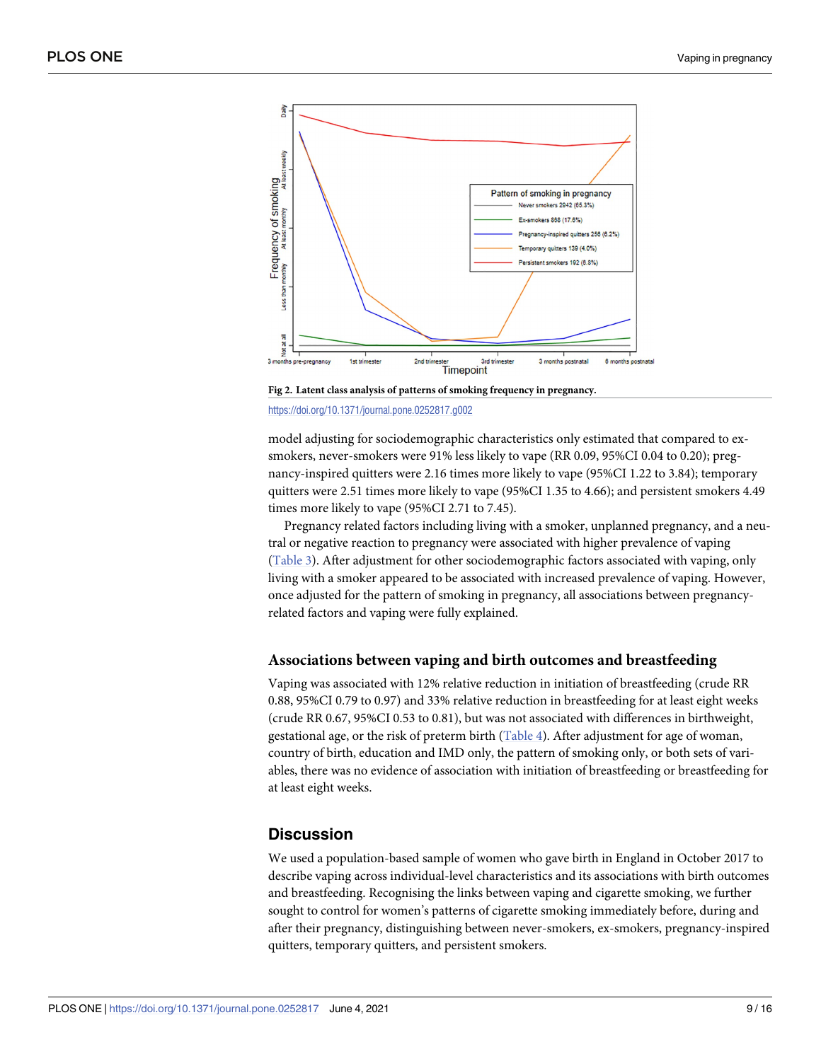Fig 2. Latent class analysis of patterns of smoking frequency in pregnancy.

https://doi.org/10.1371/journal.pone.0252817.g002

model adjusting for sociodemographic characteristics only estimated that compared to ex-smokers, never-smokers were 91% less likely to vape (RR 0.09, 95%CI 0.04 to 0.20); pregnancy-inspired quitters were 2.16 times more likely to vape (95%CI 1.22 to 3.84); temporary quitters were 2.51 times more likely to vape (95%CI 1.35 to 4.66); and persistent smokers 4.49 times more likely to vape (95%CI 2.71 to 7.45).

Pregnancy related factors including living with a smoker, unplanned pregnancy, and a neutral or negative reaction to pregnancy were associated with higher prevalence of vaping (Table 3). After adjustment for other sociodemographic factors associated with vaping, only living with a smoker appeared to be associated with increased prevalence of vaping. However, once adjusted for the pattern of smoking in pregnancy, all associations between pregnancy-related factors and vaping were fully explained.

### Associations between vaping and birth outcomes and breastfeeding

Vaping was associated with 12% relative reduction in initiation of breastfeeding (crude RR 0.88, 95%CI 0.79 to 0.97) and 33% relative reduction in breastfeeding for at least eight weeks (crude RR 0.67, 95%CI 0.53 to 0.81), but was not associated with differences in birthweight, gestational age, or the risk of preterm birth (Table 4). After adjustment for age of woman, country of birth, education and IMD only, the pattern of smoking only, or both sets of variables, there was no evidence of association with initiation of breastfeeding or breastfeeding for at least eight weeks.

## Discussion

We used a population-based sample of women who gave birth in England in October 2017 to describe vaping across individual-level characteristics and its associations with birth outcomes and breastfeeding. Recognising the links between vaping and cigarette smoking, we further sought to control for women's patterns of cigarette smoking immediately before, during and after their pregnancy, distinguishing between never-smokers, ex-smokers, pregnancy-inspired quitters, temporary quitters, and persistent smokers.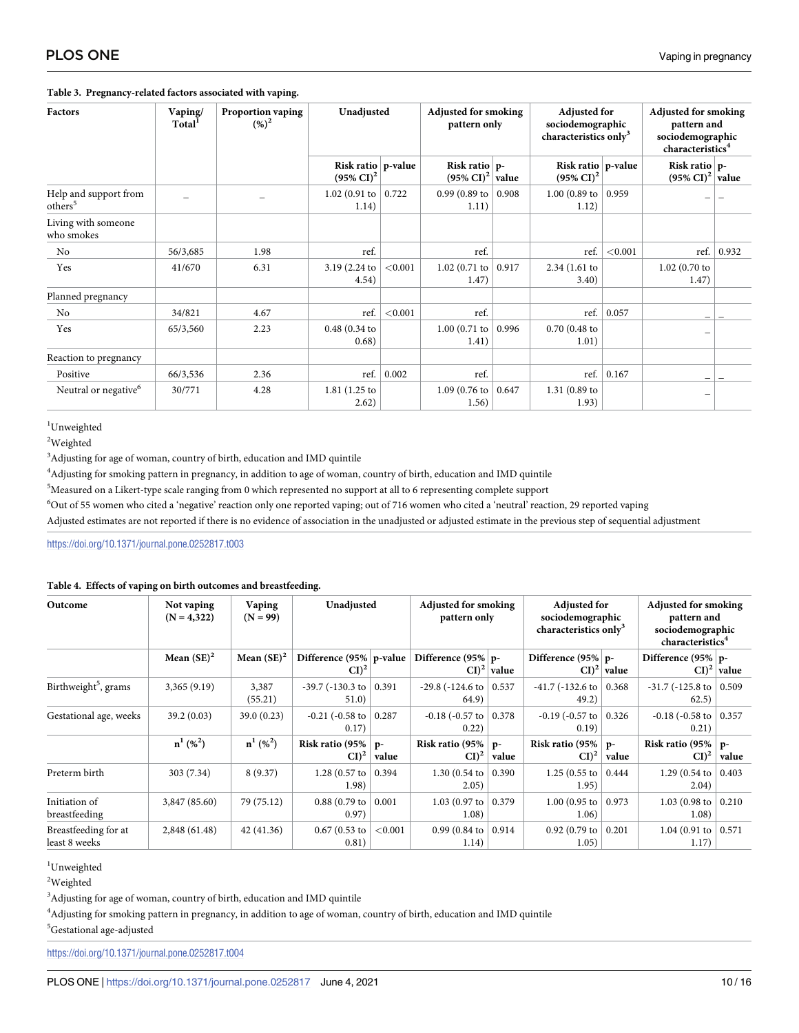**Table 3. Pregnancy-related factors associated with vaping.**

| Factors | Vaping/ Total[1] | Proportion vaping (%)[2] | Unadjusted | | Adjusted for smoking pattern only | | Adjusted for sociodemographic characteristics only[3] | | Adjusted for smoking pattern and sociodemographic characteristics[4] | |
|---|---|---|---|---|---|---|---|---|---|---|
| | | | Risk ratio (95% CI)[2] | p-value | Risk ratio (95% CI)[2] | p-value | Risk ratio (95% CI)[2] | p-value | Risk ratio (95% CI)[2] | p-value |
| Help and support from others[5] | – | – | 1.02 (0.91 to 1.14) | 0.722 | 0.99 (0.89 to 1.11) | 0.908 | 1.00 (0.89 to 1.12) | 0.959 | – | – |
| Living with someone who smokes | | | | | | | | | | |
| No | 56/3,685 | 1.98 | ref. | | ref. | | ref. | <0.001 | ref. | 0.932 |
| Yes | 41/670 | 6.31 | 3.19 (2.24 to 4.54) | <0.001 | 1.02 (0.71 to 1.47) | 0.917 | 2.34 (1.61 to 3.40) | | 1.02 (0.70 to 1.47) | |
| Planned pregnancy | | | | | | | | | | |
| No | 34/821 | 4.67 | ref. | <0.001 | ref. | | ref. | 0.057 | – | – |
| Yes | 65/3,560 | 2.23 | 0.48 (0.34 to 0.68) | | 1.00 (0.71 to 1.41) | 0.996 | 0.70 (0.48 to 1.01) | | – | |
| Reaction to pregnancy | | | | | | | | | | |
| Positive | 66/3,536 | 2.36 | ref. | 0.002 | ref. | | ref. | 0.167 | – | – |
| Neutral or negative[6] | 30/771 | 4.28 | 1.81 (1.25 to 2.62) | | 1.09 (0.76 to 1.56) | 0.647 | 1.31 (0.89 to 1.93) | | – | |

[1]Unweighted

[2]Weighted

[3]Adjusting for age of woman, country of birth, education and IMD quintile

[4]Adjusting for smoking pattern in pregnancy, in addition to age of woman, country of birth, education and IMD quintile

[5]Measured on a Likert-type scale ranging from 0 which represented no support at all to 6 representing complete support

[6]Out of 55 women who cited a 'negative' reaction only one reported vaping; out of 716 women who cited a 'neutral' reaction, 29 reported vaping

Adjusted estimates are not reported if there is no evidence of association in the unadjusted or adjusted estimate in the previous step of sequential adjustment

https://doi.org/10.1371/journal.pone.0252817.t003

**Table 4. Effects of vaping on birth outcomes and breastfeeding.**

| Outcome | Not vaping (N = 4,322) | Vaping (N = 99) | Unadjusted | | Adjusted for smoking pattern only | | Adjusted for sociodemographic characteristics only[3] | | Adjusted for smoking pattern and sociodemographic characteristics[4] | |
|---|---|---|---|---|---|---|---|---|---|---|
| | Mean (SE)[2] | Mean (SE)[2] | Difference (95% CI)[2] | p-value | Difference (95% CI)[2] | p-value | Difference (95% CI)[2] | p-value | Difference (95% CI)[2] | p-value |
| Birthweight[5], grams | 3,365 (9.19) | 3,387 (55.21) | -39.7 (-130.3 to 51.0) | 0.391 | -29.8 (-124.6 to 64.9) | 0.537 | -41.7 (-132.6 to 49.2) | 0.368 | -31.7 (-125.8 to 62.5) | 0.509 |
| Gestational age, weeks | 39.2 (0.03) | 39.0 (0.23) | -0.21 (-0.58 to 0.17) | 0.287 | -0.18 (-0.57 to 0.22) | 0.378 | -0.19 (-0.57 to 0.19) | 0.326 | -0.18 (-0.58 to 0.21) | 0.357 |
| | n[1] (%[2]) | n[1] (%[2]) | Risk ratio (95% CI)[2] | p-value | Risk ratio (95% CI)[2] | p-value | Risk ratio (95% CI)[2] | p-value | Risk ratio (95% CI)[2] | p-value |
| Preterm birth | 303 (7.34) | 8 (9.37) | 1.28 (0.57 to 1.98) | 0.394 | 1.30 (0.54 to 2.05) | 0.390 | 1.25 (0.55 to 1.95) | 0.444 | 1.29 (0.54 to 2.04) | 0.403 |
| Initiation of breastfeeding | 3,847 (85.60) | 79 (75.12) | 0.88 (0.79 to 0.97) | 0.001 | 1.03 (0.97 to 1.08) | 0.379 | 1.00 (0.95 to 1.06) | 0.973 | 1.03 (0.98 to 1.08) | 0.210 |
| Breastfeeding for at least 8 weeks | 2,848 (61.48) | 42 (41.36) | 0.67 (0.53 to 0.81) | <0.001 | 0.99 (0.84 to 1.14) | 0.914 | 0.92 (0.79 to 1.05) | 0.201 | 1.04 (0.91 to 1.17) | 0.571 |

[1]Unweighted

[2]Weighted

[3]Adjusting for age of woman, country of birth, education and IMD quintile

[4]Adjusting for smoking pattern in pregnancy, in addition to age of woman, country of birth, education and IMD quintile

[5]Gestational age-adjusted

https://doi.org/10.1371/journal.pone.0252817.t004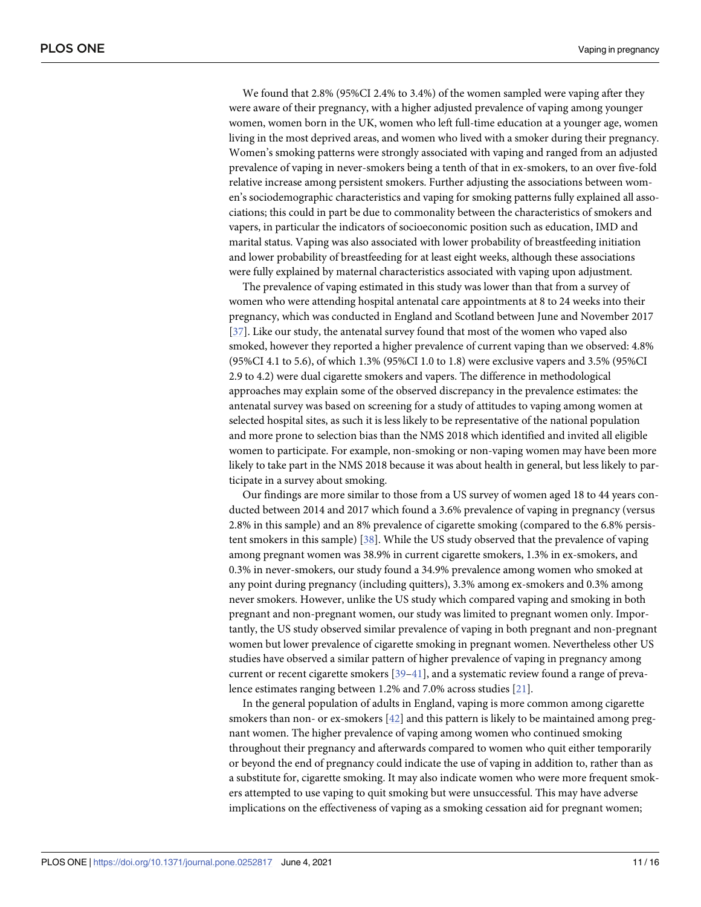We found that 2.8% (95%CI 2.4% to 3.4%) of the women sampled were vaping after they were aware of their pregnancy, with a higher adjusted prevalence of vaping among younger women, women born in the UK, women who left full-time education at a younger age, women living in the most deprived areas, and women who lived with a smoker during their pregnancy. Women's smoking patterns were strongly associated with vaping and ranged from an adjusted prevalence of vaping in never-smokers being a tenth of that in ex-smokers, to an over five-fold relative increase among persistent smokers. Further adjusting the associations between women's sociodemographic characteristics and vaping for smoking patterns fully explained all associations; this could in part be due to commonality between the characteristics of smokers and vapers, in particular the indicators of socioeconomic position such as education, IMD and marital status. Vaping was also associated with lower probability of breastfeeding initiation and lower probability of breastfeeding for at least eight weeks, although these associations were fully explained by maternal characteristics associated with vaping upon adjustment.

The prevalence of vaping estimated in this study was lower than that from a survey of women who were attending hospital antenatal care appointments at 8 to 24 weeks into their pregnancy, which was conducted in England and Scotland between June and November 2017 [37]. Like our study, the antenatal survey found that most of the women who vaped also smoked, however they reported a higher prevalence of current vaping than we observed: 4.8% (95%CI 4.1 to 5.6), of which 1.3% (95%CI 1.0 to 1.8) were exclusive vapers and 3.5% (95%CI 2.9 to 4.2) were dual cigarette smokers and vapers. The difference in methodological approaches may explain some of the observed discrepancy in the prevalence estimates: the antenatal survey was based on screening for a study of attitudes to vaping among women at selected hospital sites, as such it is less likely to be representative of the national population and more prone to selection bias than the NMS 2018 which identified and invited all eligible women to participate. For example, non-smoking or non-vaping women may have been more likely to take part in the NMS 2018 because it was about health in general, but less likely to participate in a survey about smoking.

Our findings are more similar to those from a US survey of women aged 18 to 44 years conducted between 2014 and 2017 which found a 3.6% prevalence of vaping in pregnancy (versus 2.8% in this sample) and an 8% prevalence of cigarette smoking (compared to the 6.8% persistent smokers in this sample) [38]. While the US study observed that the prevalence of vaping among pregnant women was 38.9% in current cigarette smokers, 1.3% in ex-smokers, and 0.3% in never-smokers, our study found a 34.9% prevalence among women who smoked at any point during pregnancy (including quitters), 3.3% among ex-smokers and 0.3% among never smokers. However, unlike the US study which compared vaping and smoking in both pregnant and non-pregnant women, our study was limited to pregnant women only. Importantly, the US study observed similar prevalence of vaping in both pregnant and non-pregnant women but lower prevalence of cigarette smoking in pregnant women. Nevertheless other US studies have observed a similar pattern of higher prevalence of vaping in pregnancy among current or recent cigarette smokers [39–41], and a systematic review found a range of prevalence estimates ranging between 1.2% and 7.0% across studies [21].

In the general population of adults in England, vaping is more common among cigarette smokers than non- or ex-smokers [42] and this pattern is likely to be maintained among pregnant women. The higher prevalence of vaping among women who continued smoking throughout their pregnancy and afterwards compared to women who quit either temporarily or beyond the end of pregnancy could indicate the use of vaping in addition to, rather than as a substitute for, cigarette smoking. It may also indicate women who were more frequent smokers attempted to use vaping to quit smoking but were unsuccessful. This may have adverse implications on the effectiveness of vaping as a smoking cessation aid for pregnant women;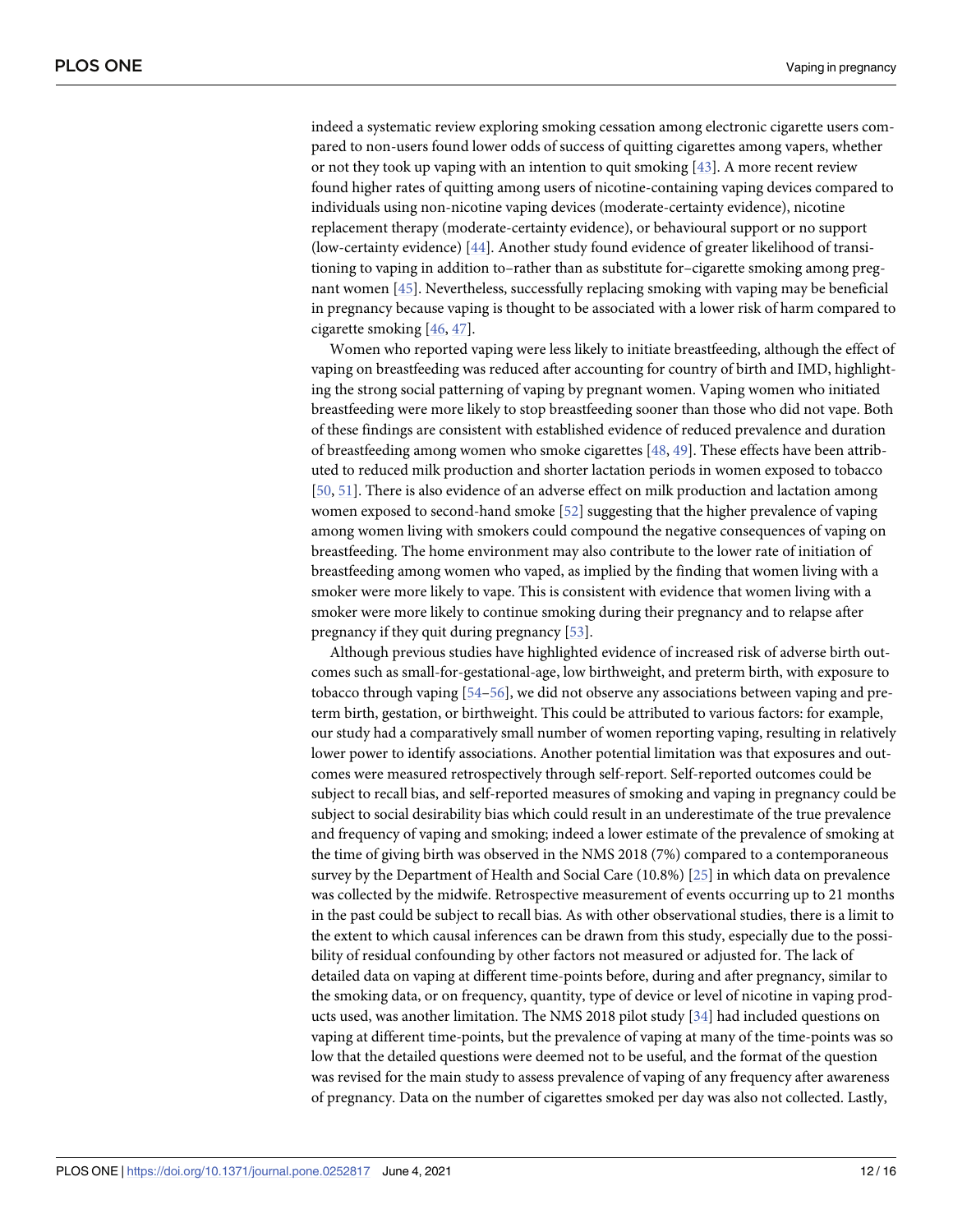indeed a systematic review exploring smoking cessation among electronic cigarette users compared to non-users found lower odds of success of quitting cigarettes among vapers, whether or not they took up vaping with an intention to quit smoking [43]. A more recent review found higher rates of quitting among users of nicotine-containing vaping devices compared to individuals using non-nicotine vaping devices (moderate-certainty evidence), nicotine replacement therapy (moderate-certainty evidence), or behavioural support or no support (low-certainty evidence) [44]. Another study found evidence of greater likelihood of transitioning to vaping in addition to–rather than as substitute for–cigarette smoking among pregnant women [45]. Nevertheless, successfully replacing smoking with vaping may be beneficial in pregnancy because vaping is thought to be associated with a lower risk of harm compared to cigarette smoking [46, 47].

Women who reported vaping were less likely to initiate breastfeeding, although the effect of vaping on breastfeeding was reduced after accounting for country of birth and IMD, highlighting the strong social patterning of vaping by pregnant women. Vaping women who initiated breastfeeding were more likely to stop breastfeeding sooner than those who did not vape. Both of these findings are consistent with established evidence of reduced prevalence and duration of breastfeeding among women who smoke cigarettes [48, 49]. These effects have been attributed to reduced milk production and shorter lactation periods in women exposed to tobacco [50, 51]. There is also evidence of an adverse effect on milk production and lactation among women exposed to second-hand smoke [52] suggesting that the higher prevalence of vaping among women living with smokers could compound the negative consequences of vaping on breastfeeding. The home environment may also contribute to the lower rate of initiation of breastfeeding among women who vaped, as implied by the finding that women living with a smoker were more likely to vape. This is consistent with evidence that women living with a smoker were more likely to continue smoking during their pregnancy and to relapse after pregnancy if they quit during pregnancy [53].

Although previous studies have highlighted evidence of increased risk of adverse birth outcomes such as small-for-gestational-age, low birthweight, and preterm birth, with exposure to tobacco through vaping [54–56], we did not observe any associations between vaping and preterm birth, gestation, or birthweight. This could be attributed to various factors: for example, our study had a comparatively small number of women reporting vaping, resulting in relatively lower power to identify associations. Another potential limitation was that exposures and outcomes were measured retrospectively through self-report. Self-reported outcomes could be subject to recall bias, and self-reported measures of smoking and vaping in pregnancy could be subject to social desirability bias which could result in an underestimate of the true prevalence and frequency of vaping and smoking; indeed a lower estimate of the prevalence of smoking at the time of giving birth was observed in the NMS 2018 (7%) compared to a contemporaneous survey by the Department of Health and Social Care (10.8%) [25] in which data on prevalence was collected by the midwife. Retrospective measurement of events occurring up to 21 months in the past could be subject to recall bias. As with other observational studies, there is a limit to the extent to which causal inferences can be drawn from this study, especially due to the possibility of residual confounding by other factors not measured or adjusted for. The lack of detailed data on vaping at different time-points before, during and after pregnancy, similar to the smoking data, or on frequency, quantity, type of device or level of nicotine in vaping products used, was another limitation. The NMS 2018 pilot study [34] had included questions on vaping at different time-points, but the prevalence of vaping at many of the time-points was so low that the detailed questions were deemed not to be useful, and the format of the question was revised for the main study to assess prevalence of vaping of any frequency after awareness of pregnancy. Data on the number of cigarettes smoked per day was also not collected. Lastly,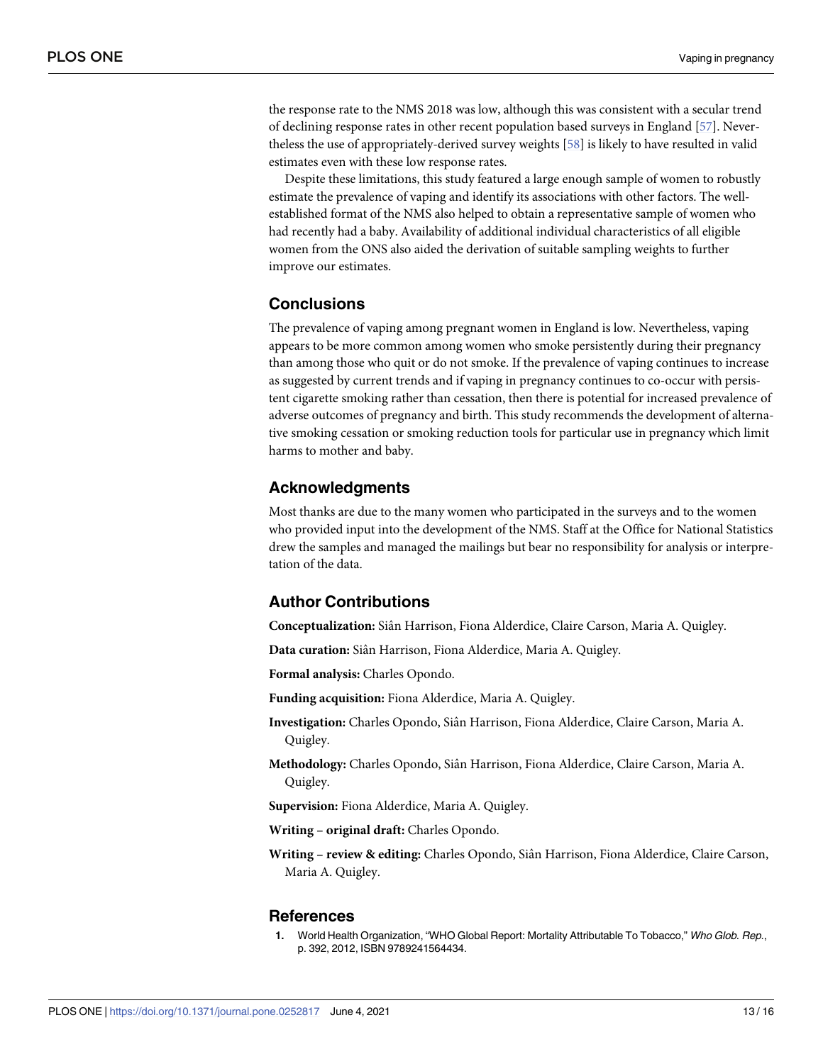the response rate to the NMS 2018 was low, although this was consistent with a secular trend of declining response rates in other recent population based surveys in England [57]. Nevertheless the use of appropriately-derived survey weights [58] is likely to have resulted in valid estimates even with these low response rates.

Despite these limitations, this study featured a large enough sample of women to robustly estimate the prevalence of vaping and identify its associations with other factors. The well-established format of the NMS also helped to obtain a representative sample of women who had recently had a baby. Availability of additional individual characteristics of all eligible women from the ONS also aided the derivation of suitable sampling weights to further improve our estimates.

## Conclusions

The prevalence of vaping among pregnant women in England is low. Nevertheless, vaping appears to be more common among women who smoke persistently during their pregnancy than among those who quit or do not smoke. If the prevalence of vaping continues to increase as suggested by current trends and if vaping in pregnancy continues to co-occur with persistent cigarette smoking rather than cessation, then there is potential for increased prevalence of adverse outcomes of pregnancy and birth. This study recommends the development of alternative smoking cessation or smoking reduction tools for particular use in pregnancy which limit harms to mother and baby.

## Acknowledgments

Most thanks are due to the many women who participated in the surveys and to the women who provided input into the development of the NMS. Staff at the Office for National Statistics drew the samples and managed the mailings but bear no responsibility for analysis or interpretation of the data.

## Author Contributions

**Conceptualization:** Siân Harrison, Fiona Alderdice, Claire Carson, Maria A. Quigley.

**Data curation:** Siân Harrison, Fiona Alderdice, Maria A. Quigley.

**Formal analysis:** Charles Opondo.

**Funding acquisition:** Fiona Alderdice, Maria A. Quigley.

**Investigation:** Charles Opondo, Siân Harrison, Fiona Alderdice, Claire Carson, Maria A. Quigley.

**Methodology:** Charles Opondo, Siân Harrison, Fiona Alderdice, Claire Carson, Maria A. Quigley.

**Supervision:** Fiona Alderdice, Maria A. Quigley.

**Writing – original draft:** Charles Opondo.

**Writing – review & editing:** Charles Opondo, Siân Harrison, Fiona Alderdice, Claire Carson, Maria A. Quigley.

## References

1. World Health Organization, "WHO Global Report: Mortality Attributable To Tobacco," *Who Glob. Rep.*, p. 392, 2012, ISBN 9789241564434.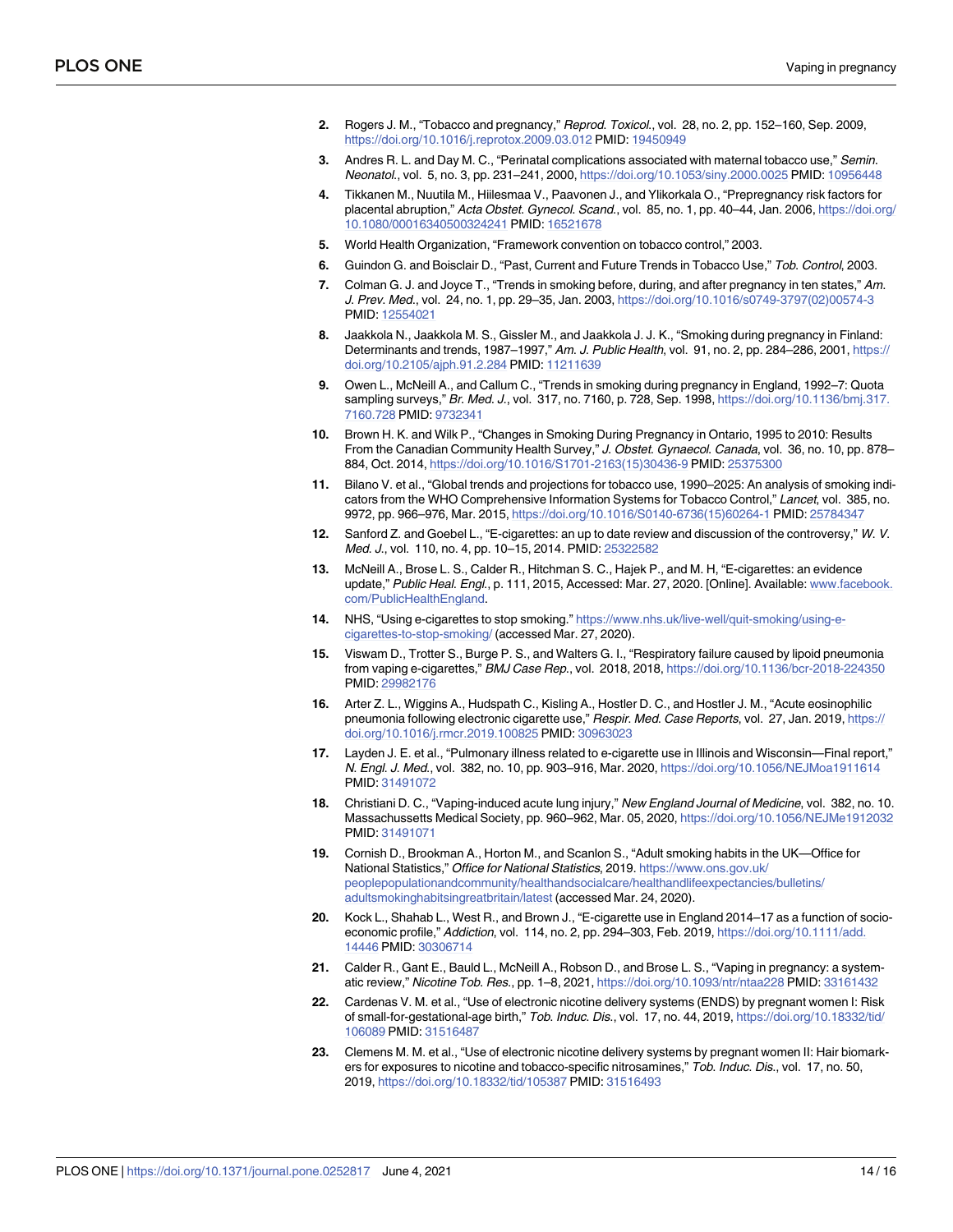2. Rogers J. M., "Tobacco and pregnancy," *Reprod. Toxicol.*, vol. 28, no. 2, pp. 152–160, Sep. 2009, https://doi.org/10.1016/j.reprotox.2009.03.012 PMID: 19450949
3. Andres R. L. and Day M. C., "Perinatal complications associated with maternal tobacco use," *Semin. Neonatol.*, vol. 5, no. 3, pp. 231–241, 2000, https://doi.org/10.1053/siny.2000.0025 PMID: 10956448
4. Tikkanen M., Nuutila M., Hiilesmaa V., Paavonen J., and Ylikorkala O., "Prepregnancy risk factors for placental abruption," *Acta Obstet. Gynecol. Scand.*, vol. 85, no. 1, pp. 40–44, Jan. 2006, https://doi.org/10.1080/00016340500324241 PMID: 16521678
5. World Health Organization, "Framework convention on tobacco control," 2003.
6. Guindon G. and Boisclair D., "Past, Current and Future Trends in Tobacco Use," *Tob. Control*, 2003.
7. Colman G. J. and Joyce T., "Trends in smoking before, during, and after pregnancy in ten states," *Am. J. Prev. Med.*, vol. 24, no. 1, pp. 29–35, Jan. 2003, https://doi.org/10.1016/s0749-3797(02)00574-3 PMID: 12554021
8. Jaakkola N., Jaakkola M. S., Gissler M., and Jaakkola J. J. K., "Smoking during pregnancy in Finland: Determinants and trends, 1987–1997," *Am. J. Public Health*, vol. 91, no. 2, pp. 284–286, 2001, https://doi.org/10.2105/ajph.91.2.284 PMID: 11211639
9. Owen L., McNeill A., and Callum C., "Trends in smoking during pregnancy in England, 1992–7: Quota sampling surveys," *Br. Med. J.*, vol. 317, no. 7160, p. 728, Sep. 1998, https://doi.org/10.1136/bmj.317.7160.728 PMID: 9732341
10. Brown H. K. and Wilk P., "Changes in Smoking During Pregnancy in Ontario, 1995 to 2010: Results From the Canadian Community Health Survey," *J. Obstet. Gynaecol. Canada*, vol. 36, no. 10, pp. 878–884, Oct. 2014, https://doi.org/10.1016/S1701-2163(15)30436-9 PMID: 25375300
11. Bilano V. et al., "Global trends and projections for tobacco use, 1990–2025: An analysis of smoking indicators from the WHO Comprehensive Information Systems for Tobacco Control," *Lancet*, vol. 385, no. 9972, pp. 966–976, Mar. 2015, https://doi.org/10.1016/S0140-6736(15)60264-1 PMID: 25784347
12. Sanford Z. and Goebel L., "E-cigarettes: an up to date review and discussion of the controversy," *W. V. Med. J.*, vol. 110, no. 4, pp. 10–15, 2014. PMID: 25322582
13. McNeill A., Brose L. S., Calder R., Hitchman S. C., Hajek P., and M. H, "E-cigarettes: an evidence update," *Public Heal. Engl.*, p. 111, 2015, Accessed: Mar. 27, 2020. [Online]. Available: www.facebook.com/PublicHealthEngland.
14. NHS, "Using e-cigarettes to stop smoking." https://www.nhs.uk/live-well/quit-smoking/using-e-cigarettes-to-stop-smoking/ (accessed Mar. 27, 2020).
15. Viswam D., Trotter S., Burge P. S., and Walters G. I., "Respiratory failure caused by lipoid pneumonia from vaping e-cigarettes," *BMJ Case Rep.*, vol. 2018, 2018, https://doi.org/10.1136/bcr-2018-224350 PMID: 29982176
16. Arter Z. L., Wiggins A., Hudspath C., Kisling A., Hostler D. C., and Hostler J. M., "Acute eosinophilic pneumonia following electronic cigarette use," *Respir. Med. Case Reports*, vol. 27, Jan. 2019, https://doi.org/10.1016/j.rmcr.2019.100825 PMID: 30963023
17. Layden J. E. et al., "Pulmonary illness related to e-cigarette use in Illinois and Wisconsin—Final report," *N. Engl. J. Med.*, vol. 382, no. 10, pp. 903–916, Mar. 2020, https://doi.org/10.1056/NEJMoa1911614 PMID: 31491072
18. Christiani D. C., "Vaping-induced acute lung injury," *New England Journal of Medicine*, vol. 382, no. 10. Massachussetts Medical Society, pp. 960–962, Mar. 05, 2020, https://doi.org/10.1056/NEJMe1912032 PMID: 31491071
19. Cornish D., Brookman A., Horton M., and Scanlon S., "Adult smoking habits in the UK—Office for National Statistics," *Office for National Statistics*, 2019. https://www.ons.gov.uk/peoplepopulationandcommunity/healthandsocialcare/healthandlifeexpectancies/bulletins/adultsmokinghabitsingreatbritain/latest (accessed Mar. 24, 2020).
20. Kock L., Shahab L., West R., and Brown J., "E-cigarette use in England 2014–17 as a function of socio-economic profile," *Addiction*, vol. 114, no. 2, pp. 294–303, Feb. 2019, https://doi.org/10.1111/add.14446 PMID: 30306714
21. Calder R., Gant E., Bauld L., McNeill A., Robson D., and Brose L. S., "Vaping in pregnancy: a systematic review," *Nicotine Tob. Res.*, pp. 1–8, 2021, https://doi.org/10.1093/ntr/ntaa228 PMID: 33161432
22. Cardenas V. M. et al., "Use of electronic nicotine delivery systems (ENDS) by pregnant women I: Risk of small-for-gestational-age birth," *Tob. Induc. Dis.*, vol. 17, no. 44, 2019, https://doi.org/10.18332/tid/106089 PMID: 31516487
23. Clemens M. M. et al., "Use of electronic nicotine delivery systems by pregnant women II: Hair biomarkers for exposures to nicotine and tobacco-specific nitrosamines," *Tob. Induc. Dis.*, vol. 17, no. 50, 2019, https://doi.org/10.18332/tid/105387 PMID: 31516493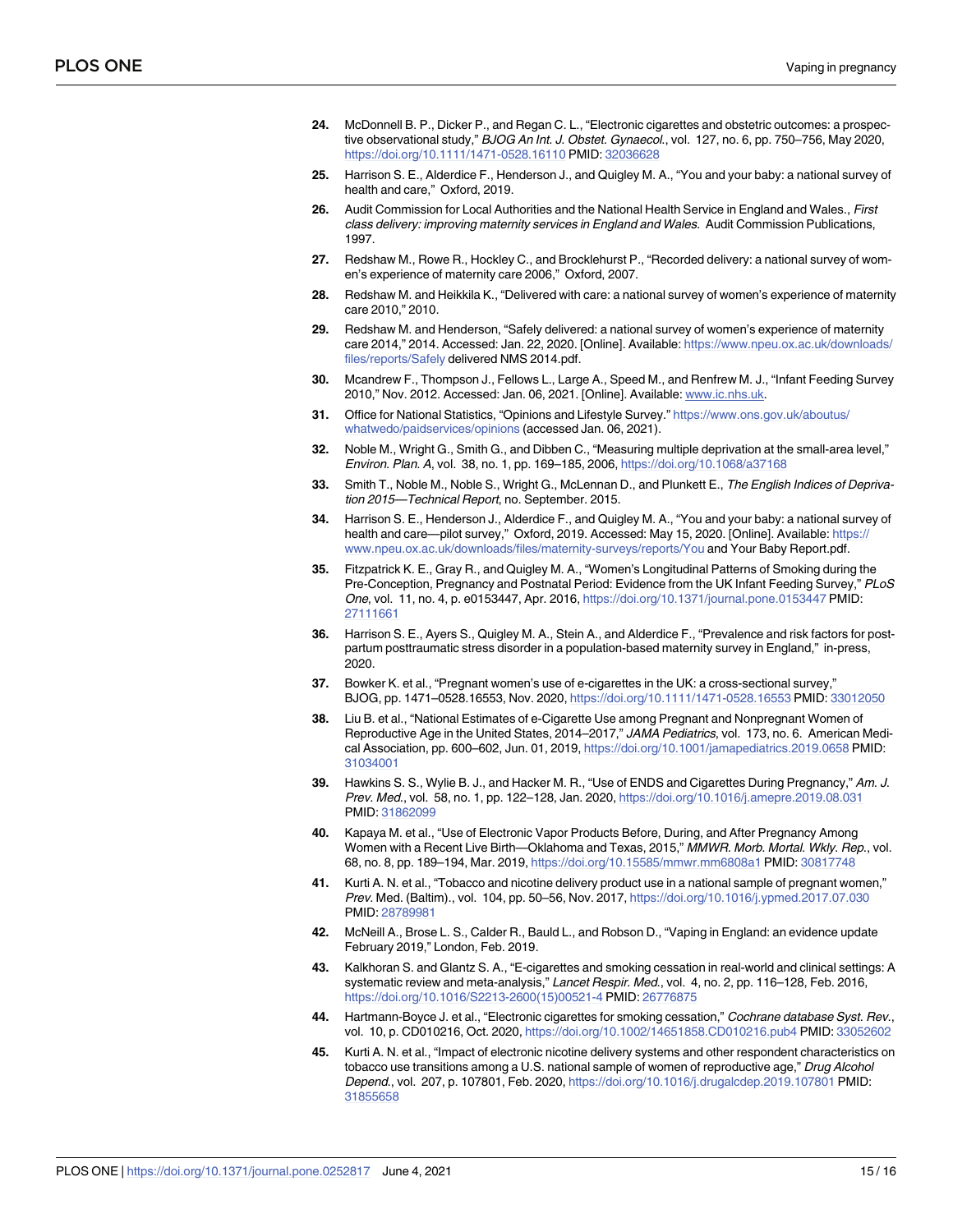24. McDonnell B. P., Dicker P., and Regan C. L., "Electronic cigarettes and obstetric outcomes: a prospective observational study," *BJOG An Int. J. Obstet. Gynaecol.*, vol. 127, no. 6, pp. 750–756, May 2020, https://doi.org/10.1111/1471-0528.16110 PMID: 32036628

25. Harrison S. E., Alderdice F., Henderson J., and Quigley M. A., "You and your baby: a national survey of health and care," Oxford, 2019.

26. Audit Commission for Local Authorities and the National Health Service in England and Wales., *First class delivery: improving maternity services in England and Wales.* Audit Commission Publications, 1997.

27. Redshaw M., Rowe R., Hockley C., and Brocklehurst P., "Recorded delivery: a national survey of women's experience of maternity care 2006," Oxford, 2007.

28. Redshaw M. and Heikkila K., "Delivered with care: a national survey of women's experience of maternity care 2010," 2010.

29. Redshaw M. and Henderson, "Safely delivered: a national survey of women's experience of maternity care 2014," 2014. Accessed: Jan. 22, 2020. [Online]. Available: https://www.npeu.ox.ac.uk/downloads/files/reports/Safely delivered NMS 2014.pdf.

30. Mcandrew F., Thompson J., Fellows L., Large A., Speed M., and Renfrew M. J., "Infant Feeding Survey 2010," Nov. 2012. Accessed: Jan. 06, 2021. [Online]. Available: www.ic.nhs.uk.

31. Office for National Statistics, "Opinions and Lifestyle Survey." https://www.ons.gov.uk/aboutus/whatwedo/paidservices/opinions (accessed Jan. 06, 2021).

32. Noble M., Wright G., Smith G., and Dibben C., "Measuring multiple deprivation at the small-area level," *Environ. Plan. A*, vol. 38, no. 1, pp. 169–185, 2006, https://doi.org/10.1068/a37168

33. Smith T., Noble M., Noble S., Wright G., McLennan D., and Plunkett E., *The English Indices of Deprivation 2015—Technical Report*, no. September. 2015.

34. Harrison S. E., Henderson J., Alderdice F., and Quigley M. A., "You and your baby: a national survey of health and care—pilot survey," Oxford, 2019. Accessed: May 15, 2020. [Online]. Available: https://www.npeu.ox.ac.uk/downloads/files/maternity-surveys/reports/You and Your Baby Report.pdf.

35. Fitzpatrick K. E., Gray R., and Quigley M. A., "Women's Longitudinal Patterns of Smoking during the Pre-Conception, Pregnancy and Postnatal Period: Evidence from the UK Infant Feeding Survey," *PLoS One*, vol. 11, no. 4, p. e0153447, Apr. 2016, https://doi.org/10.1371/journal.pone.0153447 PMID: 27111661

36. Harrison S. E., Ayers S., Quigley M. A., Stein A., and Alderdice F., "Prevalence and risk factors for postpartum posttraumatic stress disorder in a population-based maternity survey in England," in-press, 2020.

37. Bowker K. et al., "Pregnant women's use of e-cigarettes in the UK: a cross-sectional survey," BJOG, pp. 1471–0528.16553, Nov. 2020, https://doi.org/10.1111/1471-0528.16553 PMID: 33012050

38. Liu B. et al., "National Estimates of e-Cigarette Use among Pregnant and Nonpregnant Women of Reproductive Age in the United States, 2014–2017," *JAMA Pediatrics*, vol. 173, no. 6. American Medical Association, pp. 600–602, Jun. 01, 2019, https://doi.org/10.1001/jamapediatrics.2019.0658 PMID: 31034001

39. Hawkins S. S., Wylie B. J., and Hacker M. R., "Use of ENDS and Cigarettes During Pregnancy," *Am. J. Prev. Med.*, vol. 58, no. 1, pp. 122–128, Jan. 2020, https://doi.org/10.1016/j.amepre.2019.08.031 PMID: 31862099

40. Kapaya M. et al., "Use of Electronic Vapor Products Before, During, and After Pregnancy Among Women with a Recent Live Birth—Oklahoma and Texas, 2015," *MMWR. Morb. Mortal. Wkly. Rep.*, vol. 68, no. 8, pp. 189–194, Mar. 2019, https://doi.org/10.15585/mmwr.mm6808a1 PMID: 30817748

41. Kurti A. N. et al., "Tobacco and nicotine delivery product use in a national sample of pregnant women," *Prev.* Med. (Baltim)., vol. 104, pp. 50–56, Nov. 2017, https://doi.org/10.1016/j.ypmed.2017.07.030 PMID: 28789981

42. McNeill A., Brose L. S., Calder R., Bauld L., and Robson D., "Vaping in England: an evidence update February 2019," London, Feb. 2019.

43. Kalkhoran S. and Glantz S. A., "E-cigarettes and smoking cessation in real-world and clinical settings: A systematic review and meta-analysis," *Lancet Respir. Med.*, vol. 4, no. 2, pp. 116–128, Feb. 2016, https://doi.org/10.1016/S2213-2600(15)00521-4 PMID: 26776875

44. Hartmann-Boyce J. et al., "Electronic cigarettes for smoking cessation," *Cochrane database Syst. Rev.*, vol. 10, p. CD010216, Oct. 2020, https://doi.org/10.1002/14651858.CD010216.pub4 PMID: 33052602

45. Kurti A. N. et al., "Impact of electronic nicotine delivery systems and other respondent characteristics on tobacco use transitions among a U.S. national sample of women of reproductive age," *Drug Alcohol Depend.*, vol. 207, p. 107801, Feb. 2020, https://doi.org/10.1016/j.drugalcdep.2019.107801 PMID: 31855658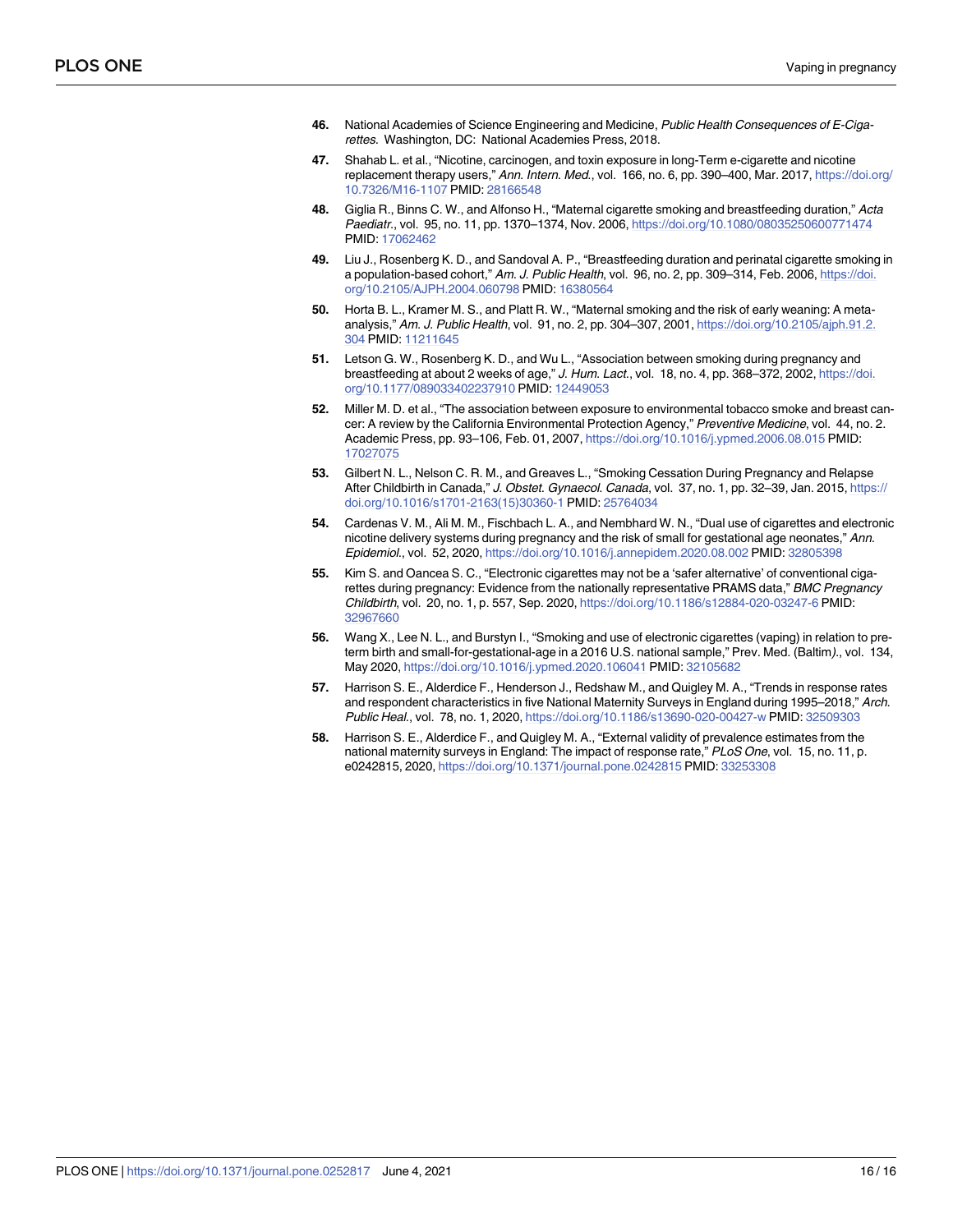46. National Academies of Science Engineering and Medicine, *Public Health Consequences of E-Cigarettes*. Washington, DC: National Academies Press, 2018.

47. Shahab L. et al., "Nicotine, carcinogen, and toxin exposure in long-Term e-cigarette and nicotine replacement therapy users," *Ann. Intern. Med.*, vol. 166, no. 6, pp. 390–400, Mar. 2017, https://doi.org/10.7326/M16-1107 PMID: 28166548

48. Giglia R., Binns C. W., and Alfonso H., "Maternal cigarette smoking and breastfeeding duration," *Acta Paediatr.*, vol. 95, no. 11, pp. 1370–1374, Nov. 2006, https://doi.org/10.1080/08035250600771474 PMID: 17062462

49. Liu J., Rosenberg K. D., and Sandoval A. P., "Breastfeeding duration and perinatal cigarette smoking in a population-based cohort," *Am. J. Public Health*, vol. 96, no. 2, pp. 309–314, Feb. 2006, https://doi.org/10.2105/AJPH.2004.060798 PMID: 16380564

50. Horta B. L., Kramer M. S., and Platt R. W., "Maternal smoking and the risk of early weaning: A meta-analysis," *Am. J. Public Health*, vol. 91, no. 2, pp. 304–307, 2001, https://doi.org/10.2105/ajph.91.2.304 PMID: 11211645

51. Letson G. W., Rosenberg K. D., and Wu L., "Association between smoking during pregnancy and breastfeeding at about 2 weeks of age," *J. Hum. Lact.*, vol. 18, no. 4, pp. 368–372, 2002, https://doi.org/10.1177/089033402237910 PMID: 12449053

52. Miller M. D. et al., "The association between exposure to environmental tobacco smoke and breast cancer: A review by the California Environmental Protection Agency," *Preventive Medicine*, vol. 44, no. 2. Academic Press, pp. 93–106, Feb. 01, 2007, https://doi.org/10.1016/j.ypmed.2006.08.015 PMID: 17027075

53. Gilbert N. L., Nelson C. R. M., and Greaves L., "Smoking Cessation During Pregnancy and Relapse After Childbirth in Canada," *J. Obstet. Gynaecol. Canada*, vol. 37, no. 1, pp. 32–39, Jan. 2015, https://doi.org/10.1016/s1701-2163(15)30360-1 PMID: 25764034

54. Cardenas V. M., Ali M. M., Fischbach L. A., and Nembhard W. N., "Dual use of cigarettes and electronic nicotine delivery systems during pregnancy and the risk of small for gestational age neonates," *Ann. Epidemiol.*, vol. 52, 2020, https://doi.org/10.1016/j.annepidem.2020.08.002 PMID: 32805398

55. Kim S. and Oancea S. C., "Electronic cigarettes may not be a 'safer alternative' of conventional cigarettes during pregnancy: Evidence from the nationally representative PRAMS data," *BMC Pregnancy Childbirth*, vol. 20, no. 1, p. 557, Sep. 2020, https://doi.org/10.1186/s12884-020-03247-6 PMID: 32967660

56. Wang X., Lee N. L., and Burstyn I., "Smoking and use of electronic cigarettes (vaping) in relation to preterm birth and small-for-gestational-age in a 2016 U.S. national sample," Prev. Med. (Baltim*).*, vol. 134, May 2020, https://doi.org/10.1016/j.ypmed.2020.106041 PMID: 32105682

57. Harrison S. E., Alderdice F., Henderson J., Redshaw M., and Quigley M. A., "Trends in response rates and respondent characteristics in five National Maternity Surveys in England during 1995–2018," *Arch. Public Heal.*, vol. 78, no. 1, 2020, https://doi.org/10.1186/s13690-020-00427-w PMID: 32509303

58. Harrison S. E., Alderdice F., and Quigley M. A., "External validity of prevalence estimates from the national maternity surveys in England: The impact of response rate," *PLoS One*, vol. 15, no. 11, p. e0242815, 2020, https://doi.org/10.1371/journal.pone.0242815 PMID: 33253308